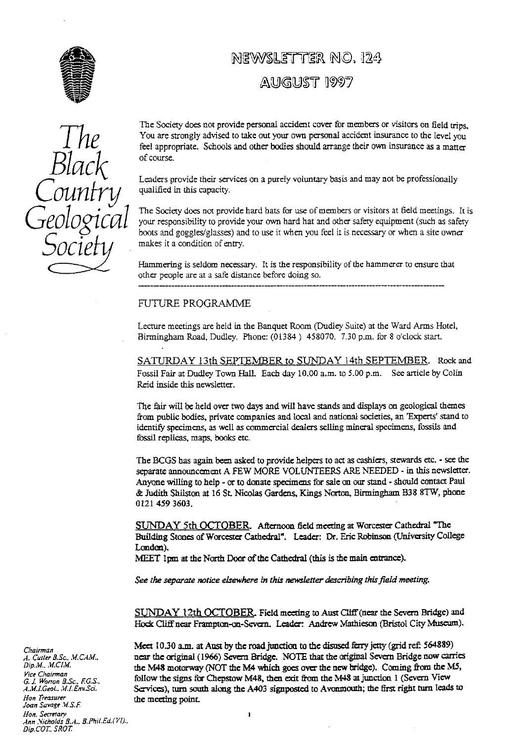# NEWSLETTER NO. 124

## AUGUST 1997

*The Black Country Geological Society*

The Society does not provide personal accident cover for members or visitors on field trips. You are strongly advised to take out your own personal accident insurance to the level you feel appropriate. Schools and other bodies should arrange their own insurance as a matter of course.

Leaders provide their services on a purely voluntary basis and may not be professionally qualified in this capacity.

The Society does not provide hard hats for use of members or visitors at field meetings. It is your responsibility to provide your own hard hat and other safety equipment (such as safety boots and goggles/glasses) and to use it when you feel it is necessary or when a site owner makes it a condition of entry.

Hammering is seldom necessary. It is the responsibility of the hammerer to ensure that other people are at a safe distance before doing so.

---

## FUTURE PROGRAMME

Lecture meetings are held in the Banquet Room (Dudley Suite) at the Ward Arms Hotel, Birmingham Road, Dudley. Phone: (01384 ) 458070. 7.30 p.m. for 8 o'clock start.

SATURDAY 13th SEPTEMBER to SUNDAY 14th SEPTEMBER. Rock and Fossil Fair at Dudley Town Hall. Each day 10.00 a.m. to 5.00 p.m. See article by Colin Reid inside this newsletter.

The fair will be held over two days and will have stands and displays on geological themes from public bodies, private companies and local and national societies, an 'Experts' stand to identify specimens, as well as commercial dealers selling mineral specimens, fossils and fossil replicas, maps, books etc.

The BCGS has again been asked to provide helpers to act as cashiers, stewards etc. - see the separate announcement A FEW MORE VOLUNTEERS ARE NEEDED - in this newsletter. Anyone willing to help - or to donate specimens for sale on our stand - should contact Paul & Judith Shilston at 16 St. Nicolas Gardens, Kings Norton, Birmingham B38 8TW, phone 0121 459 3603.

SUNDAY 5th OCTOBER. Afternoon field meeting at Worcester Cathedral "The Building Stones of Worcester Cathedral". Leader: Dr. Eric Robinson (University College London).
MEET 1pm at the North Door of the Cathedral (this is the main entrance).

*See the separate notice elsewhere in this newsletter describing this field meeting.*

SUNDAY 12th OCTOBER. Field meeting to Aust Cliff (near the Severn Bridge) and Hock Cliff near Frampton-on-Severn. Leader: Andrew Mathieson (Bristol City Museum).

Meet 10.30 a.m. at Aust by the road junction to the disused ferry jetty (grid ref: 564889) near the original (1966) Severn Bridge. NOTE that the original Severn Bridge now carries the M48 motorway (NOT the M4 which goes over the new bridge). Coming from the M5, follow the signs for Chepstow M48, then exit from the M48 at junction 1 (Severn View Services), turn south along the A403 signposted to Avonmouth; the first right turn leads to the meeting point.

*Chairman*
A. Cutler B.Sc., M.CAM., Dip.M., M.CIM.
*Vice Chairman*
G. J. Worton B.Sc., F.G.S., A.M.I.Geol., M.I.Env.Sci.
*Hon Treasurer*
Joan Savage M.S.F.
*Hon. Secretary*
Ann Nicholds B.A., B.Phil.Ed.(VI)., Dip.COT., SROT.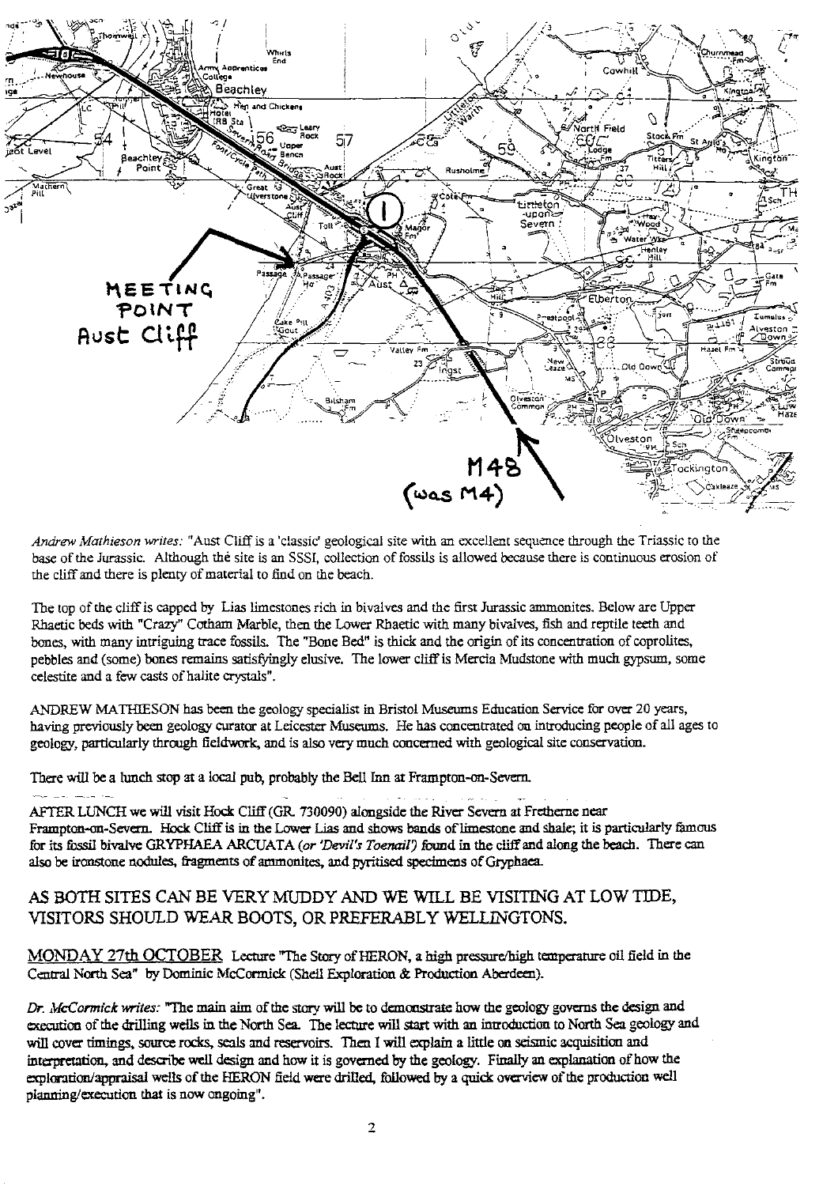*Andrew Mathieson writes:* "Aust Cliff is a 'classic' geological site with an excellent sequence through the Triassic to the base of the Jurassic. Although the site is an SSSI, collection of fossils is allowed because there is continuous erosion of the cliff and there is plenty of material to find on the beach.

The top of the cliff is capped by Lias limestones rich in bivalves and the first Jurassic ammonites. Below are Upper Rhaetic beds with "Crazy" Cotham Marble, then the Lower Rhaetic with many bivalves, fish and reptile teeth and bones, with many intriguing trace fossils. The "Bone Bed" is thick and the origin of its concentration of coprolites, pebbles and (some) bones remains satisfyingly elusive. The lower cliff is Mercia Mudstone with much gypsum, some celestite and a few casts of halite crystals".

ANDREW MATHIESON has been the geology specialist in Bristol Museums Education Service for over 20 years, having previously been geology curator at Leicester Museums. He has concentrated on introducing people of all ages to geology, particularly through fieldwork, and is also very much concerned with geological site conservation.

There will be a lunch stop at a local pub, probably the Bell Inn at Frampton-on-Severn.

AFTER LUNCH we will visit Hock Cliff (GR. 730090) alongside the River Severn at Fretherne near Frampton-on-Severn. Hock Cliff is in the Lower Lias and shows bands of limestone and shale; it is particularly famous for its fossil bivalve GRYPHAEA ARCUATA *(or 'Devil's Toenail')* found in the cliff and along the beach. There can also be ironstone nodules, fragments of ammonites, and pyritised specimens of Gryphaea.

## AS BOTH SITES CAN BE VERY MUDDY AND WE WILL BE VISITING AT LOW TIDE, VISITORS SHOULD WEAR BOOTS, OR PREFERABLY WELLINGTONS.

MONDAY 27th OCTOBER Lecture "The Story of HERON, a high pressure/high temperature oil field in the Central North Sea" by Dominic McCormick (Shell Exploration & Production Aberdeen).

*Dr. McCormick writes:* "The main aim of the story will be to demonstrate how the geology governs the design and execution of the drilling wells in the North Sea. The lecture will start with an introduction to North Sea geology and will cover timings, source rocks, seals and reservoirs. Then I will explain a little on seismic acquisition and interpretation, and describe well design and how it is governed by the geology. Finally an explanation of how the exploration/appraisal wells of the HERON field were drilled, followed by a quick overview of the production well planning/execution that is now ongoing".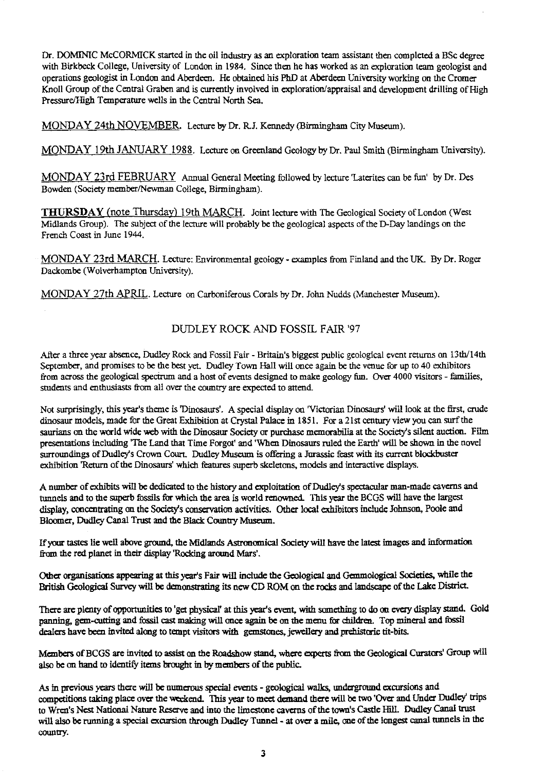Dr. DOMINIC McCORMICK started in the oil industry as an exploration team assistant then completed a BSc degree with Birkbeck College, University of London in 1984. Since then he has worked as an exploration team geologist and operations geologist in London and Aberdeen. He obtained his PhD at Aberdeen University working on the Cromer Knoll Group of the Central Graben and is currently involved in exploration/appraisal and development drilling of High Pressure/High Temperature wells in the Central North Sea.

MONDAY 24th NOVEMBER. Lecture by Dr. R.J. Kennedy (Birmingham City Museum).

MONDAY 19th JANUARY 1988. Lecture on Greenland Geology by Dr. Paul Smith (Birmingham University).

MONDAY 23rd FEBRUARY Annual General Meeting followed by lecture 'Laterites can be fun' by Dr. Des Bowden (Society member/Newman College, Birmingham).

**THURSDAY** (note Thursday) 19th MARCH. Joint lecture with The Geological Society of London (West Midlands Group). The subject of the lecture will probably be the geological aspects of the D-Day landings on the French Coast in June 1944.

MONDAY 23rd MARCH. Lecture: Environmental geology - examples from Finland and the UK. By Dr. Roger Dackombe (Wolverhampton University).

MONDAY 27th APRIL. Lecture on Carboniferous Corals by Dr. John Nudds (Manchester Museum).

## DUDLEY ROCK AND FOSSIL FAIR '97

After a three year absence, Dudley Rock and Fossil Fair - Britain's biggest public geological event returns on 13th/14th September, and promises to be the best yet. Dudley Town Hall will once again be the venue for up to 40 exhibitors from across the geological spectrum and a host of events designed to make geology fun. Over 4000 visitors - families, students and enthusiasts from all over the country are expected to attend.

Not surprisingly, this year's theme is 'Dinosaurs'. A special display on 'Victorian Dinosaurs' will look at the first, crude dinosaur models, made for the Great Exhibition at Crystal Palace in 1851. For a 21st century view you can surf the saurians on the world wide web with the Dinosaur Society or purchase memorabilia at the Society's silent auction. Film presentations including 'The Land that Time Forgot' and 'When Dinosaurs ruled the Earth' will be shown in the novel surroundings of Dudley's Crown Court. Dudley Museum is offering a Jurassic feast with its current blockbuster exhibition 'Return of the Dinosaurs' which features superb skeletons, models and interactive displays.

A number of exhibits will be dedicated to the history and exploitation of Dudley's spectacular man-made caverns and tunnels and to the superb fossils for which the area is world renowned. This year the BCGS will have the largest display, concentrating on the Society's conservation activities. Other local exhibitors include Johnson, Poole and Bloomer, Dudley Canal Trust and the Black Country Museum.

If your tastes lie well above ground, the Midlands Astronomical Society will have the latest images and information from the red planet in their display 'Rocking around Mars'.

Other organisations appearing at this year's Fair will include the Geological and Gemmological Societies, while the British Geological Survey will be demonstrating its new CD ROM on the rocks and landscape of the Lake District.

There are plenty of opportunities to 'get physical' at this year's event, with something to do on every display stand. Gold panning, gem-cutting and fossil cast making will once again be on the menu for children. Top mineral and fossil dealers have been invited along to tempt visitors with gemstones, jewellery and prehistoric tit-bits.

Members of BCGS are invited to assist on the Roadshow stand, where experts from the Geological Curators' Group will also be on hand to identify items brought in by members of the public.

As in previous years there will be numerous special events - geological walks, underground excursions and competitions taking place over the weekend. This year to meet demand there will be two 'Over and Under Dudley' trips to Wren's Nest National Nature Reserve and into the limestone caverns of the town's Castle Hill. Dudley Canal trust will also be running a special excursion through Dudley Tunnel - at over a mile, one of the longest canal tunnels in the country.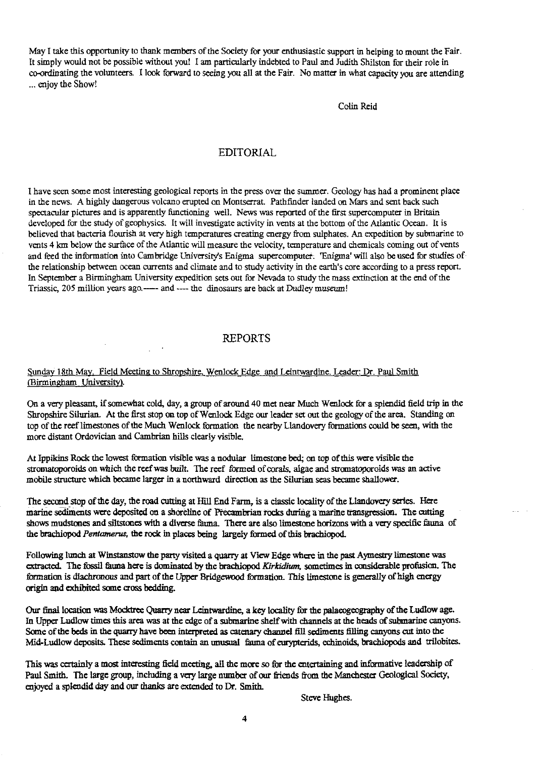May I take this opportunity to thank members of the Society for your enthusiastic support in helping to mount the Fair. It simply would not be possible without you! I am particularly indebted to Paul and Judith Shilston for their role in co-ordinating the volunteers. I look forward to seeing you all at the Fair. No matter in what capacity you are attending ... enjoy the Show!

Colin Reid

## EDITORIAL

I have seen some most interesting geological reports in the press over the summer. Geology has had a prominent place in the news. A highly dangerous volcano erupted on Montserrat. Pathfinder landed on Mars and sent back such spectacular pictures and is apparently functioning well. News was reported of the first supercomputer in Britain developed for the study of geophysics. It will investigate activity in vents at the bottom of the Atlantic Ocean. It is believed that bacteria flourish at very high temperatures creating energy from sulphates. An expedition by submarine to vents 4 km below the surface of the Atlantic will measure the velocity, temperature and chemicals coming out of vents and feed the information into Cambridge University's Enigma supercomputer. 'Enigma' will also be used for studies of the relationship between ocean currents and climate and to study activity in the earth's core according to a press report. In September a Birmingham University expedition sets out for Nevada to study the mass extinction at the end of the Triassic, 205 million years ago.----- and ---- the dinosaurs are back at Dudley museum!

## REPORTS

Sunday 18th May. Field Meeting to Shropshire, Wenlock Edge and Leintwardine. Leader: Dr. Paul Smith (Birmingham University).

On a very pleasant, if somewhat cold, day, a group of around 40 met near Much Wenlock for a splendid field trip in the Shropshire Silurian. At the first stop on top of Wenlock Edge our leader set out the geology of the area. Standing on top of the reef limestones of the Much Wenlock formation the nearby Llandovery formations could be seen, with the more distant Ordovician and Cambrian hills clearly visible.

At Ippikins Rock the lowest formation visible was a nodular limestone bed; on top of this were visible the stromatoporoids on which the reef was built. The reef formed of corals, algae and stromatoporoids was an active mobile structure which became larger in a northward direction as the Silurian seas became shallower.

The second stop of the day, the road cutting at Hill End Farm, is a classic locality of the Llandovery series. Here marine sediments were deposited on a shoreline of Precambrian rocks during a marine transgression. The cutting shows mudstones and siltstones with a diverse fauna. There are also limestone horizons with a very specific fauna of the brachiopod *Pentamerus*, the rock in places being largely formed of this brachiopod.

Following lunch at Winstanstow the party visited a quarry at View Edge where in the past Aymestry limestone was extracted. The fossil fauna here is dominated by the brachiopod *Kirkidium*, sometimes in considerable profusion. The formation is diachronous and part of the Upper Bridgewood formation. This limestone is generally of high energy origin and exhibited some cross bedding.

Our final location was Mocktree Quarry near Leintwardine, a key locality for the palaeogeography of the Ludlow age. In Upper Ludlow times this area was at the edge of a submarine shelf with channels at the heads of submarine canyons. Some of the beds in the quarry have been interpreted as catenary channel fill sediments filling canyons cut into the Mid-Ludlow deposits. These sediments contain an unusual fauna of eurypterids, echinoids, brachiopods and trilobites.

This was certainly a most interesting field meeting, all the more so for the entertaining and informative leadership of Paul Smith. The large group, including a very large number of our friends from the Manchester Geological Society, enjoyed a splendid day and our thanks are extended to Dr. Smith.

Steve Hughes.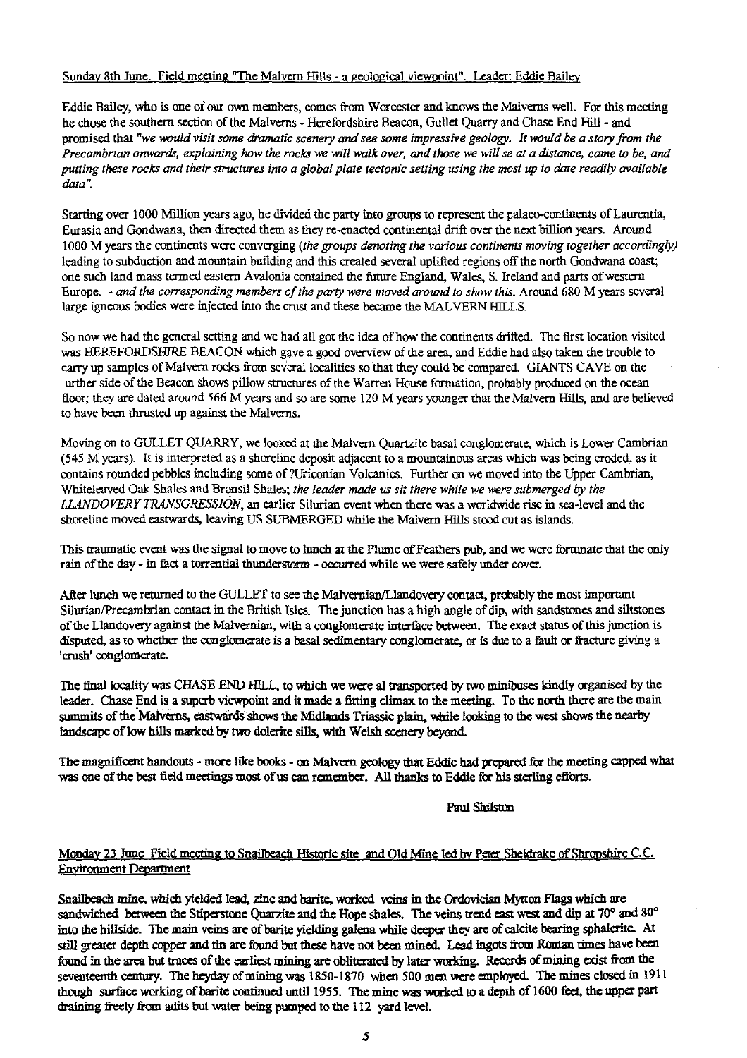Sunday 8th June. Field meeting "The Malvern Hills - a geological viewpoint". Leader: Eddie Bailey

Eddie Bailey, who is one of our own members, comes from Worcester and knows the Malverns well. For this meeting he chose the southern section of the Malverns - Herefordshire Beacon, Gullet Quarry and Chase End Hill - and promised that *"we would visit some dramatic scenery and see some impressive geology. It would be a story from the Precambrian onwards, explaining how the rocks we will walk over, and those we will se at a distance, came to be, and putting these rocks and their structures into a global plate tectonic setting using the most up to date readily available data".*

Starting over 1000 Million years ago, he divided the party into groups to represent the palaeo-continents of Laurentia, Eurasia and Gondwana, then directed them as they re-enacted continental drift over the next billion years. Around 1000 M years the continents were converging *(the groups denoting the various continents moving together accordingly)* leading to subduction and mountain building and this created several uplifted regions off the north Gondwana coast; one such land mass termed eastern Avalonia contained the future England, Wales, S. Ireland and parts of western Europe. *- and the corresponding members of the party were moved around to show this.* Around 680 M years several large igneous bodies were injected into the crust and these became the MALVERN HILLS.

So now we had the general setting and we had all got the idea of how the continents drifted. The first location visited was HEREFORDSHIRE BEACON which gave a good overview of the area, and Eddie had also taken the trouble to carry up samples of Malvern rocks from several localities so that they could be compared. GIANTS CAVE on the urther side of the Beacon shows pillow structures of the Warren House formation, probably produced on the ocean floor; they are dated around 566 M years and so are some 120 M years younger that the Malvern Hills, and are believed to have been thrusted up against the Malverns.

Moving on to GULLET QUARRY, we looked at the Malvern Quartzite basal conglomerate, which is Lower Cambrian (545 M years). It is interpreted as a shoreline deposit adjacent to a mountainous areas which was being eroded, as it contains rounded pebbles including some of ?Uriconian Volcanics. Further on we moved into the Upper Cambrian, Whiteleaved Oak Shales and Bronsil Shales; *the leader made us sit there while we were submerged by the LLANDOVERY TRANSGRESSION*, an earlier Silurian event when there was a worldwide rise in sea-level and the shoreline moved eastwards, leaving US SUBMERGED while the Malvern Hills stood out as islands.

This traumatic event was the signal to move to lunch at the Plume of Feathers pub, and we were fortunate that the only rain of the day - in fact a torrential thunderstorm - occurred while we were safely under cover.

After lunch we returned to the GULLET to see the Malvernian/Llandovery contact, probably the most important Silurian/Precambrian contact in the British Isles. The junction has a high angle of dip, with sandstones and siltstones of the Llandovery against the Malvernian, with a conglomerate interface between. The exact status of this junction is disputed, as to whether the conglomerate is a basal sedimentary conglomerate, or is due to a fault or fracture giving a 'crush' conglomerate.

The final locality was CHASE END HILL, to which we were al transported by two minibuses kindly organised by the leader. Chase End is a superb viewpoint and it made a fitting climax to the meeting. To the north there are the main summits of the Malverns, eastwards shows the Midlands Triassic plain, while looking to the west shows the nearby landscape of low hills marked by two dolerite sills, with Welsh scenery beyond.

The magnificent handouts - more like books - on Malvern geology that Eddie had prepared for the meeting capped what was one of the best field meetings most of us can remember. All thanks to Eddie for his sterling efforts.

Paul Shilston

Monday 23 June Field meeting to Snailbeach Historic site and Old Mine led by Peter Sheldrake of Shropshire C.C. Environment Department

Snailbeach mine, which yielded lead, zinc and barite, worked veins in the Ordovician Mytton Flags which are sandwiched between the Stiperstone Quarzite and the Hope shales. The veins trend east west and dip at 70° and 80° into the hillside. The main veins are of barite yielding galena while deeper they are of calcite bearing sphalerite. At still greater depth copper and tin are found but these have not been mined. Lead ingots from Roman times have been found in the area but traces of the earliest mining are obliterated by later working. Records of mining exist from the seventeenth century. The heyday of mining was 1850-1870 when 500 men were employed. The mines closed in 1911 though surface working of barite continued until 1955. The mine was worked to a depth of 1600 feet, the upper part draining freely from adits but water being pumped to the 112 yard level.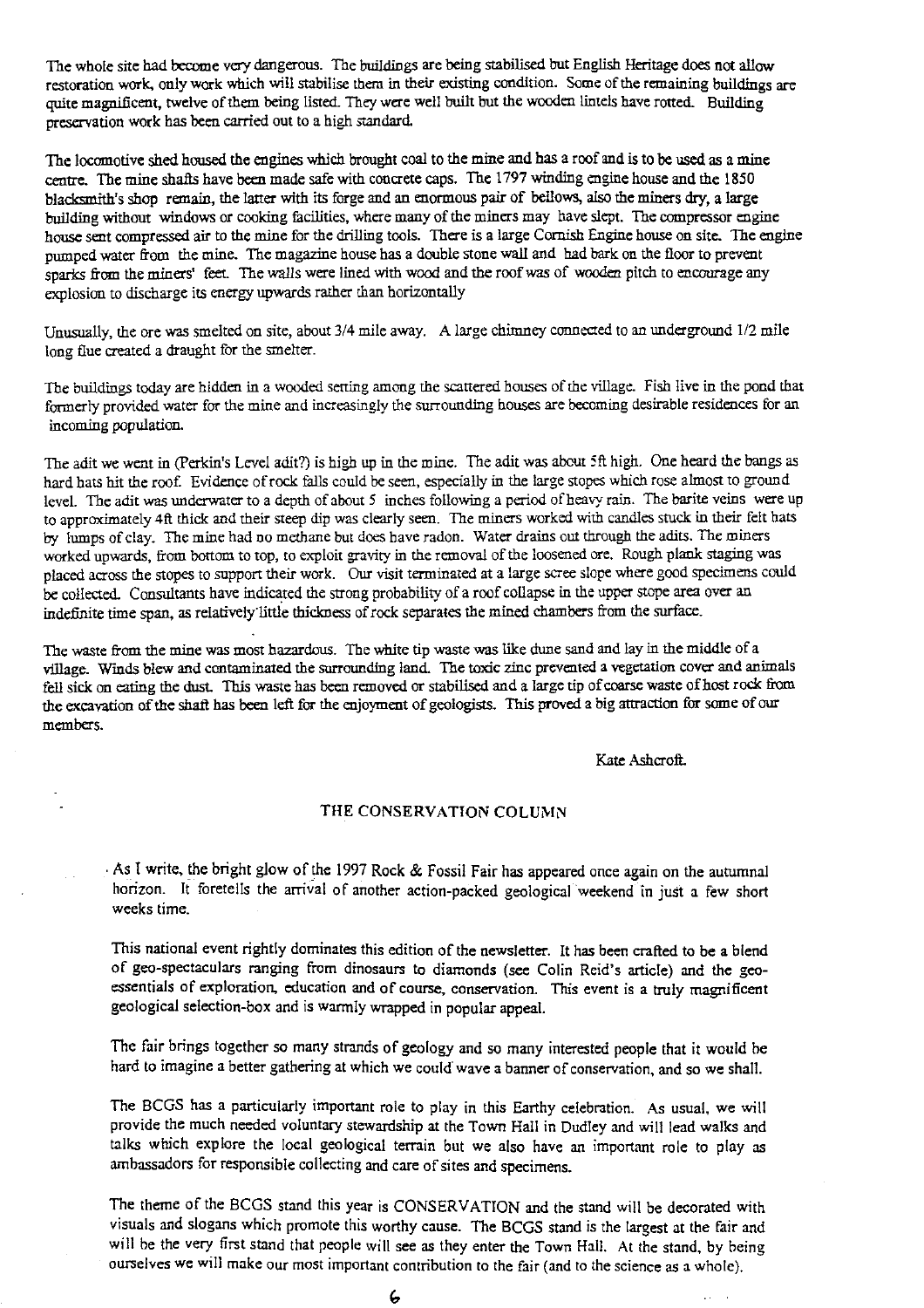The whole site had become very dangerous. The buildings are being stabilised but English Heritage does not allow restoration work, only work which will stabilise them in their existing condition. Some of the remaining buildings are quite magnificent, twelve of them being listed. They were well built but the wooden lintels have rotted. Building preservation work has been carried out to a high standard.

The locomotive shed housed the engines which brought coal to the mine and has a roof and is to be used as a mine centre. The mine shafts have been made safe with concrete caps. The 1797 winding engine house and the 1850 blacksmith's shop remain, the latter with its forge and an enormous pair of bellows, also the miners dry, a large building without windows or cooking facilities, where many of the miners may have slept. The compressor engine house sent compressed air to the mine for the drilling tools. There is a large Cornish Engine house on site. The engine pumped water from the mine. The magazine house has a double stone wall and had bark on the floor to prevent sparks from the miners' feet. The walls were lined with wood and the roof was of wooden pitch to encourage any explosion to discharge its energy upwards rather than horizontally

Unusually, the ore was smelted on site, about 3/4 mile away. A large chimney connected to an underground 1/2 mile long flue created a draught for the smelter.

The buildings today are hidden in a wooded setting among the scattered houses of the village. Fish live in the pond that formerly provided water for the mine and increasingly the surrounding houses are becoming desirable residences for an incoming population.

The adit we went in (Perkin's Level adit?) is high up in the mine. The adit was about 5ft high. One heard the bangs as hard hats hit the roof. Evidence of rock falls could be seen, especially in the large stopes which rose almost to ground level. The adit was underwater to a depth of about 5 inches following a period of heavy rain. The barite veins were up to approximately 4ft thick and their steep dip was clearly seen. The miners worked with candles stuck in their felt hats by lumps of clay. The mine had no methane but does have radon. Water drains out through the adits. The miners worked upwards, from bottom to top, to exploit gravity in the removal of the loosened ore. Rough plank staging was placed across the stopes to support their work. Our visit terminated at a large scree slope where good specimens could be collected. Consultants have indicated the strong probability of a roof collapse in the upper stope area over an indefinite time span, as relatively little thickness of rock separates the mined chambers from the surface.

The waste from the mine was most hazardous. The white tip waste was like dune sand and lay in the middle of a village. Winds blew and contaminated the surrounding land. The toxic zinc prevented a vegetation cover and animals fell sick on eating the dust. This waste has been removed or stabilised and a large tip of coarse waste of host rock from the excavation of the shaft has been left for the enjoyment of geologists. This proved a big attraction for some of our members.

Kate Ashcroft.

## THE CONSERVATION COLUMN

As I write, the bright glow of the 1997 Rock & Fossil Fair has appeared once again on the autumnal horizon. It foretells the arrival of another action-packed geological weekend in just a few short weeks time.

This national event rightly dominates this edition of the newsletter. It has been crafted to be a blend of geo-spectaculars ranging from dinosaurs to diamonds (see Colin Reid's article) and the geo-essentials of exploration, education and of course, conservation. This event is a truly magnificent geological selection-box and is warmly wrapped in popular appeal.

The fair brings together so many strands of geology and so many interested people that it would be hard to imagine a better gathering at which we could wave a banner of conservation, and so we shall.

The BCGS has a particularly important role to play in this Earthy celebration. As usual, we will provide the much needed voluntary stewardship at the Town Hall in Dudley and will lead walks and talks which explore the local geological terrain but we also have an important role to play as ambassadors for responsible collecting and care of sites and specimens.

The theme of the BCGS stand this year is CONSERVATION and the stand will be decorated with visuals and slogans which promote this worthy cause. The BCGS stand is the largest at the fair and will be the very first stand that people will see as they enter the Town Hall. At the stand, by being ourselves we will make our most important contribution to the fair (and to the science as a whole).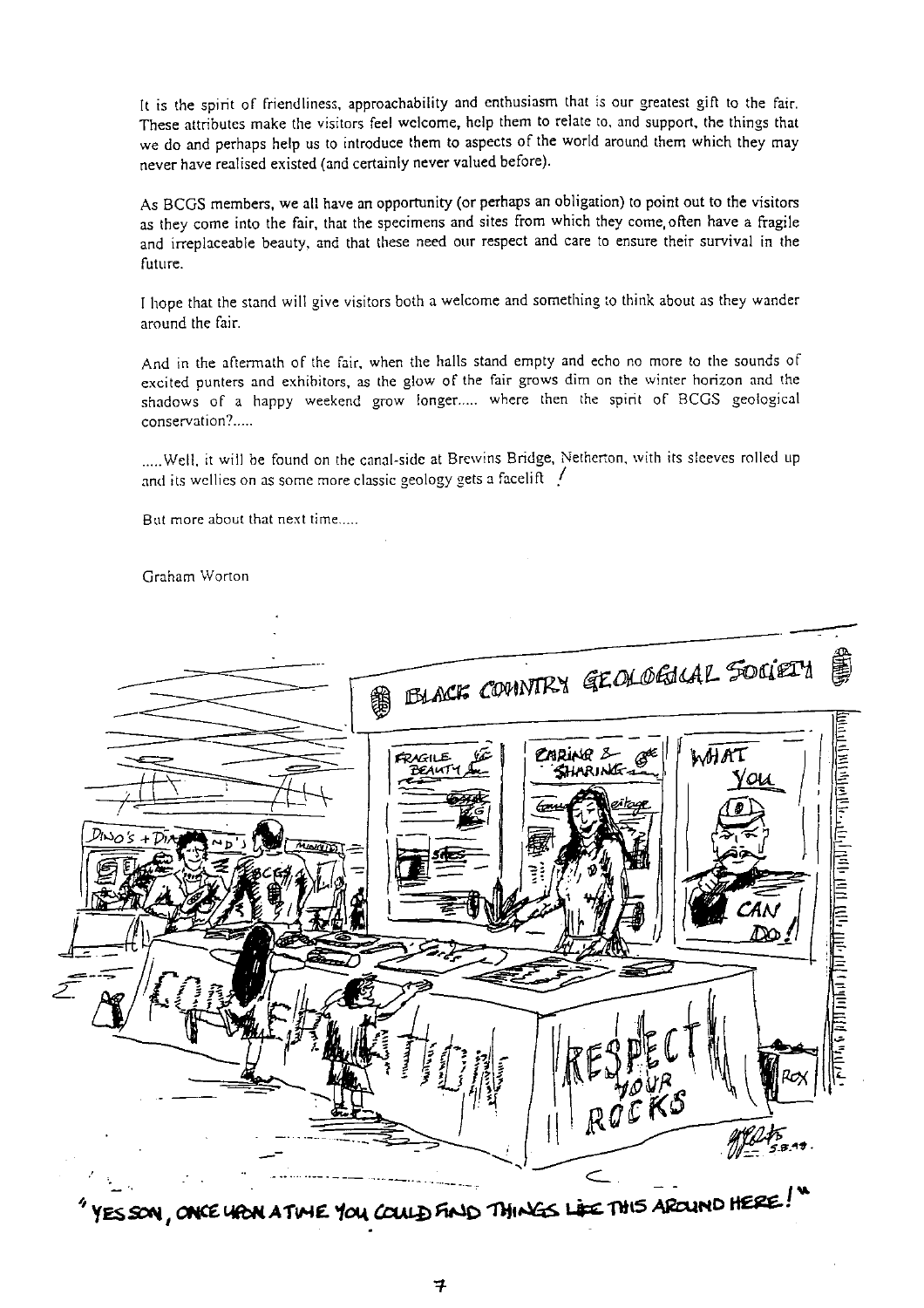It is the spirit of friendliness, approachability and enthusiasm that is our greatest gift to the fair. These attributes make the visitors feel welcome, help them to relate to, and support, the things that we do and perhaps help us to introduce them to aspects of the world around them which they may never have realised existed (and certainly never valued before).

As BCGS members, we all have an opportunity (or perhaps an obligation) to point out to the visitors as they come into the fair, that the specimens and sites from which they come, often have a fragile and irreplaceable beauty, and that these need our respect and care to ensure their survival in the future.

I hope that the stand will give visitors both a welcome and something to think about as they wander around the fair.

And in the aftermath of the fair, when the halls stand empty and echo no more to the sounds of excited punters and exhibitors, as the glow of the fair grows dim on the winter horizon and the shadows of a happy weekend grow longer..... where then the spirit of BCGS geological conservation?.....

.....Well, it will be found on the canal-side at Brewins Bridge, Netherton, with its sleeves rolled up and its wellies on as some more classic geology gets a facelift !

But more about that next time.....

Graham Worton

"YES SON, ONCE UPON A TIME YOU COULD FIND THINGS LIKE THIS AROUND HERE!"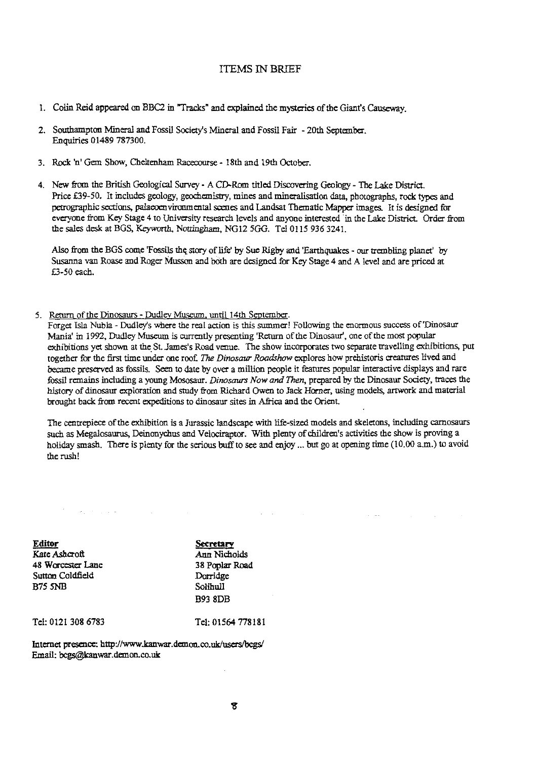## ITEMS IN BRIEF

1. Colin Reid appeared on BBC2 in "Tracks" and explained the mysteries of the Giant's Causeway.

2. Southampton Mineral and Fossil Society's Mineral and Fossil Fair - 20th September. Enquiries 01489 787300.

3. Rock 'n' Gem Show, Cheltenham Racecourse - 18th and 19th October.

4. New from the British Geological Survey - A CD-Rom titled Discovering Geology - The Lake District. Price £39-50. It includes geology, geochemistry, mines and mineralisation data, photographs, rock types and petrographic sections, palaeoenvironmental scenes and Landsat Thematic Mapper images. It is designed for everyone from Key Stage 4 to University research levels and anyone interested in the Lake District. Order from the sales desk at BGS, Keyworth, Nottingham, NG12 5GG. Tel 0115 936 3241.

   Also from the BGS come 'Fossils the story of life' by Sue Rigby and 'Earthquakes - our trembling planet' by Susanna van Roase and Roger Musson and both are designed for Key Stage 4 and A level and are priced at £3-50 each.

5. Return of the Dinosaurs - Dudley Museum, until 14th September.
   Forget Isla Nubia - Dudley's where the real action is this summer! Following the enormous success of 'Dinosaur Mania' in 1992, Dudley Museum is currently presenting 'Return of the Dinosaur', one of the most popular exhibitions yet shown at the St. James's Road venue. The show incorporates two separate travelling exhibitions, put together for the first time under one roof. *The Dinosaur Roadshow* explores how prehistoris creatures lived and became preserved as fossils. Seen to date by over a million people it features popular interactive displays and rare fossil remains including a young Mososaur. *Dinosaurs Now and Then*, prepared by the Dinosaur Society, traces the history of dinosaur exploration and study from Richard Owen to Jack Horner, using models, artwork and material brought back from recent expeditions to dinosaur sites in Africa and the Orient.

   The centrepiece of the exhibition is a Jurassic landscape with life-sized models and skeletons, including carnosaurs such as Megalosaurus, Deinonychus and Velociraptor. With plenty of children's activities the show is proving a holiday smash. There is plenty for the serious buff to see and enjoy ... but go at opening time (10.00 a.m.) to avoid the rush!

**Editor**
Kate Ashcroft
48 Worcester Lane
Sutton Coldfield
B75 5NB

Tel: 0121 308 6783

**Secretary**
Ann Nicholds
38 Poplar Road
Dorridge
Solihull
B93 8DB

Tel: 01564 778181

Internet presence: http://www.kanwar.demon.co.uk/users/bcgs/
Email: bcgs@kanwar.demon.co.uk